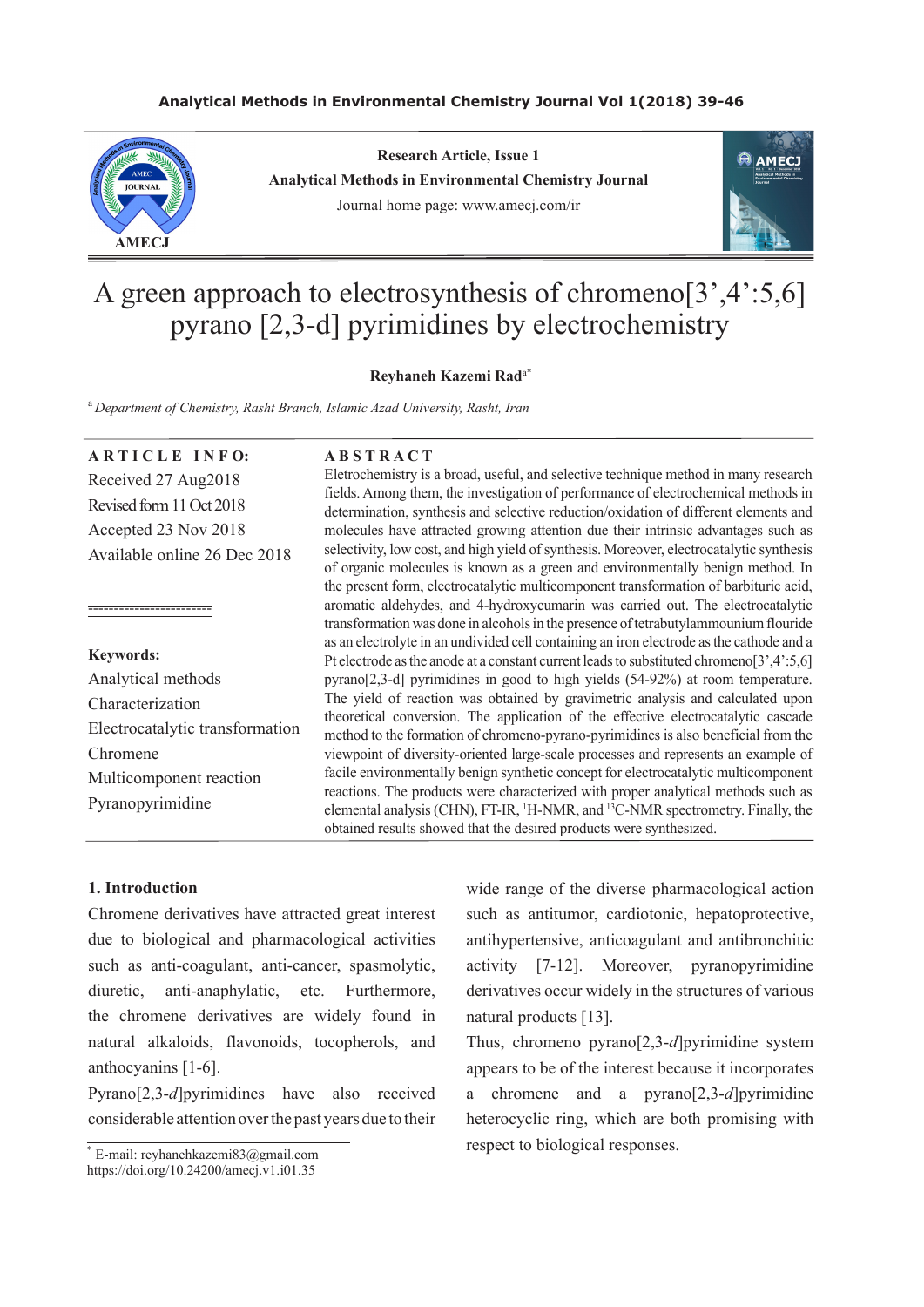Research Article, Issue 1
Analytical Methods in Environmental Chemistry Journal
Journal home page: www.amecj.com/ir

# A green approach to electrosynthesis of chromeno[3',4':5,6] pyrano [2,3-d] pyrimidines by electrochemistry

**Reyhaneh Kazemi Rad**[a*]

[a] *Department of Chemistry, Rasht Branch, Islamic Azad University, Rasht, Iran*

**ARTICLE INFO:**
Received 27 Aug2018
Revised form 11 Oct 2018
Accepted 23 Nov 2018
Available online 26 Dec 2018

**Keywords:**
Analytical methods
Characterization
Electrocatalytic transformation
Chromene
Multicomponent reaction
Pyranopyrimidine

**ABSTRACT**

Eletrochemistry is a broad, useful, and selective technique method in many research fields. Among them, the investigation of performance of electrochemical methods in determination, synthesis and selective reduction/oxidation of different elements and molecules have attracted growing attention due their intrinsic advantages such as selectivity, low cost, and high yield of synthesis. Moreover, electrocatalytic synthesis of organic molecules is known as a green and environmentally benign method. In the present form, electrocatalytic multicomponent transformation of barbituric acid, aromatic aldehydes, and 4-hydroxycumarin was carried out. The electrocatalytic transformation was done in alcohols in the presence of tetrabutylammounium flouride as an electrolyte in an undivided cell containing an iron electrode as the cathode and a Pt electrode as the anode at a constant current leads to substituted chromeno[3',4':5,6] pyrano[2,3-d] pyrimidines in good to high yields (54-92%) at room temperature. The yield of reaction was obtained by gravimetric analysis and calculated upon theoretical conversion. The application of the effective electrocatalytic cascade method to the formation of chromeno-pyrano-pyrimidines is also beneficial from the viewpoint of diversity-oriented large-scale processes and represents an example of facile environmentally benign synthetic concept for electrocatalytic multicomponent reactions. The products were characterized with proper analytical methods such as elemental analysis (CHN), FT-IR, $^{1}$H-NMR, and $^{13}$C-NMR spectrometry. Finally, the obtained results showed that the desired products were synthesized.

## 1. Introduction

Chromene derivatives have attracted great interest due to biological and pharmacological activities such as anti-coagulant, anti-cancer, spasmolytic, diuretic, anti-anaphylatic, etc. Furthermore, the chromene derivatives are widely found in natural alkaloids, flavonoids, tocopherols, and anthocyanins [1-6].

Pyrano[2,3-*d*]pyrimidines have also received considerable attention over the past years due to their wide range of the diverse pharmacological action such as antitumor, cardiotonic, hepatoprotective, antihypertensive, anticoagulant and antibronchitic activity [7-12]. Moreover, pyranopyrimidine derivatives occur widely in the structures of various natural products [13].

Thus, chromeno pyrano[2,3-*d*]pyrimidine system appears to be of the interest because it incorporates a chromene and a pyrano[2,3-*d*]pyrimidine heterocyclic ring, which are both promising with respect to biological responses.

* E-mail: reyhanehkazemi83@gmail.com
https://doi.org/10.24200/amecj.v1.i01.35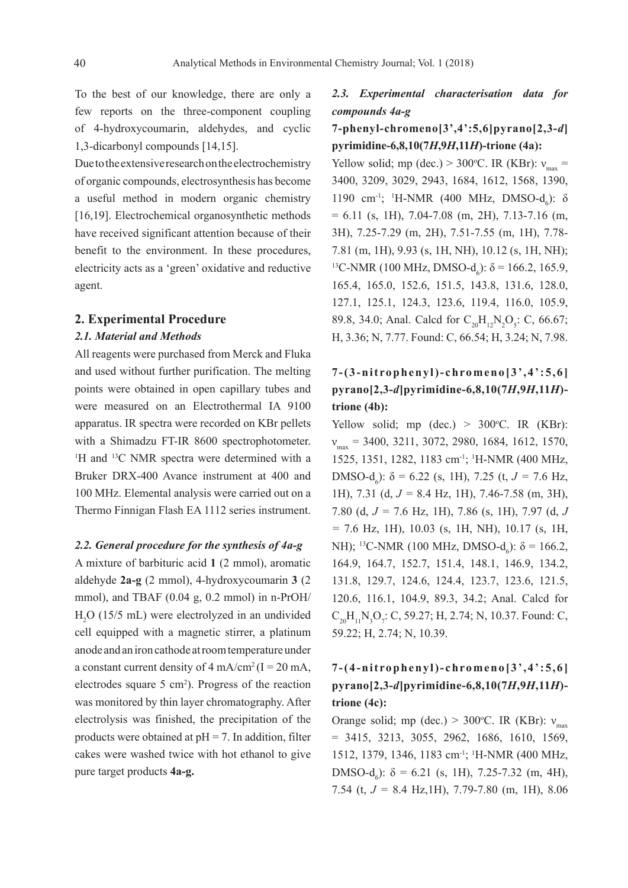To the best of our knowledge, there are only a few reports on the three-component coupling of 4-hydroxycoumarin, aldehydes, and cyclic 1,3-dicarbonyl compounds [14,15].

Due to the extensive research on the electrochemistry of organic compounds, electrosynthesis has become a useful method in modern organic chemistry [16,19]. Electrochemical organosynthetic methods have received significant attention because of their benefit to the environment. In these procedures, electricity acts as a 'green' oxidative and reductive agent.

## 2. Experimental Procedure

### *2.1. Material and Methods*

All reagents were purchased from Merck and Fluka and used without further purification. The melting points were obtained in open capillary tubes and were measured on an Electrothermal IA 9100 apparatus. IR spectra were recorded on KBr pellets with a Shimadzu FT-IR 8600 spectrophotometer. $^{1}$H and $^{13}$C NMR spectra were determined with a Bruker DRX-400 Avance instrument at 400 and 100 MHz. Elemental analysis were carried out on a Thermo Finnigan Flash EA 1112 series instrument.

### *2.2. General procedure for the synthesis of 4a-g*

A mixture of barbituric acid **1** (2 mmol), aromatic aldehyde **2a-g** (2 mmol), 4-hydroxycoumarin **3** (2 mmol), and TBAF (0.04 g, 0.2 mmol) in n-PrOH/$H_2O$ (15/5 mL) were electrolyzed in an undivided cell equipped with a magnetic stirrer, a platinum anode and an iron cathode at room temperature under a constant current density of 4 mA/cm$^2$ (I = 20 mA, electrodes square 5 cm$^2$). Progress of the reaction was monitored by thin layer chromatography. After electrolysis was finished, the precipitation of the products were obtained at pH = 7. In addition, filter cakes were washed twice with hot ethanol to give pure target products **4a-g.**

### *2.3. Experimental characterisation data for compounds 4a-g*

**7-phenyl-chromeno[3',4':5,6]pyrano[2,3-*d*]pyrimidine-6,8,10(7*H*,9*H*,11*H*)-trione (4a):**

Yellow solid; mp (dec.) > 300$^{o}$C. IR (KBr): $\nu_{max}$ = 3400, 3209, 3029, 2943, 1684, 1612, 1568, 1390, 1190 cm$^{-1}$; $^{1}$H-NMR (400 MHz, DMSO-d$_6$): δ = 6.11 (s, 1H), 7.04-7.08 (m, 2H), 7.13-7.16 (m, 3H), 7.25-7.29 (m, 2H), 7.51-7.55 (m, 1H), 7.78-7.81 (m, 1H), 9.93 (s, 1H, NH), 10.12 (s, 1H, NH); $^{13}$C-NMR (100 MHz, DMSO-d$_6$): δ = 166.2, 165.9, 165.4, 165.0, 152.6, 151.5, 143.8, 131.6, 128.0, 127.1, 125.1, 124.3, 123.6, 119.4, 116.0, 105.9, 89.8, 34.0; Anal. Calcd for $C_{20}H_{12}N_2O_5$: C, 66.67; H, 3.36; N, 7.77. Found: C, 66.54; H, 3.24; N, 7.98.

**7-(3-nitrophenyl)-chromeno[3',4':5,6]pyrano[2,3-*d*]pyrimidine-6,8,10(7*H*,9*H*,11*H*)-trione (4b):**

Yellow solid; mp (dec.) > 300$^{o}$C. IR (KBr): $\nu_{max}$ = 3400, 3211, 3072, 2980, 1684, 1612, 1570, 1525, 1351, 1282, 1183 cm$^{-1}$; $^{1}$H-NMR (400 MHz, DMSO-d$_6$): δ = 6.22 (s, 1H), 7.25 (t, *J* = 7.6 Hz, 1H), 7.31 (d, *J* = 8.4 Hz, 1H), 7.46-7.58 (m, 3H), 7.80 (d, *J* = 7.6 Hz, 1H), 7.86 (s, 1H), 7.97 (d, *J* = 7.6 Hz, 1H), 10.03 (s, 1H, NH), 10.17 (s, 1H, NH); $^{13}$C-NMR (100 MHz, DMSO-d$_6$): δ = 166.2, 164.9, 164.7, 152.7, 151.4, 148.1, 146.9, 134.2, 131.8, 129.7, 124.6, 124.4, 123.7, 123.6, 121.5, 120.6, 116.1, 104.9, 89.3, 34.2; Anal. Calcd for $C_{20}H_{11}N_3O_7$: C, 59.27; H, 2.74; N, 10.37. Found: C, 59.22; H, 2.74; N, 10.39.

**7-(4-nitrophenyl)-chromeno[3',4':5,6]pyrano[2,3-*d*]pyrimidine-6,8,10(7*H*,9*H*,11*H*)-trione (4c):**

Orange solid; mp (dec.) > 300$^{o}$C. IR (KBr): $\nu_{max}$ = 3415, 3213, 3055, 2962, 1686, 1610, 1569, 1512, 1379, 1346, 1183 cm$^{-1}$; $^{1}$H-NMR (400 MHz, DMSO-d$_6$): δ = 6.21 (s, 1H), 7.25-7.32 (m, 4H), 7.54 (t, *J* = 8.4 Hz,1H), 7.79-7.80 (m, 1H), 8.06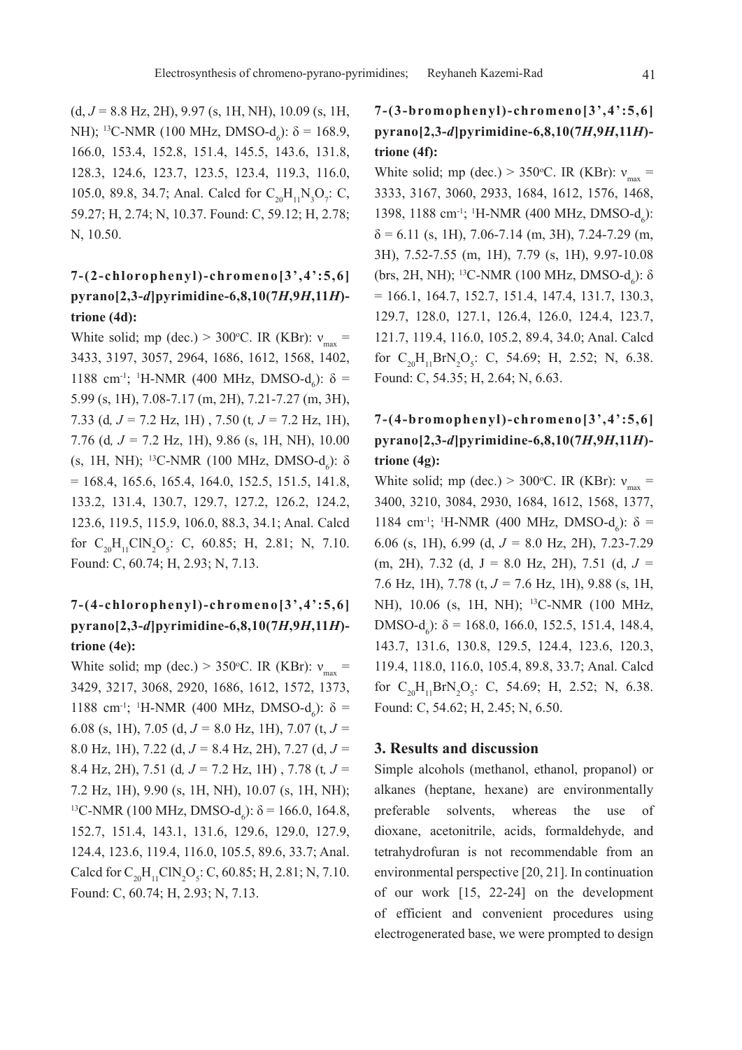(d, *J* = 8.8 Hz, 2H), 9.97 (s, 1H, NH), 10.09 (s, 1H, NH); $^{13}$C-NMR (100 MHz, DMSO-d$_6$): δ = 168.9, 166.0, 153.4, 152.8, 151.4, 145.5, 143.6, 131.8, 128.3, 124.6, 123.7, 123.5, 123.4, 119.3, 116.0, 105.0, 89.8, 34.7; Anal. Calcd for $C_{20}H_{11}N_3O_7$: C, 59.27; H, 2.74; N, 10.37. Found: C, 59.12; H, 2.78; N, 10.50.

### 7-(2-chlorophenyl)-chromeno[3',4':5,6]pyrano[2,3-*d*]pyrimidine-6,8,10(7*H*,9*H*,11*H*)-trione (4d):

White solid; mp (dec.) > 300°C. IR (KBr): $\nu_{max}$ = 3433, 3197, 3057, 2964, 1686, 1612, 1568, 1402, 1188 cm$^{-1}$; $^1$H-NMR (400 MHz, DMSO-d$_6$): δ = 5.99 (s, 1H), 7.08-7.17 (m, 2H), 7.21-7.27 (m, 3H), 7.33 (d, *J* = 7.2 Hz, 1H) , 7.50 (t, *J* = 7.2 Hz, 1H), 7.76 (d, *J* = 7.2 Hz, 1H), 9.86 (s, 1H, NH), 10.00 (s, 1H, NH); $^{13}$C-NMR (100 MHz, DMSO-d$_6$): δ = 168.4, 165.6, 165.4, 164.0, 152.5, 151.5, 141.8, 133.2, 131.4, 130.7, 129.7, 127.2, 126.2, 124.2, 123.6, 119.5, 115.9, 106.0, 88.3, 34.1; Anal. Calcd for $C_{20}H_{11}ClN_2O_5$: C, 60.85; H, 2.81; N, 7.10. Found: C, 60.74; H, 2.93; N, 7.13.

### 7-(4-chlorophenyl)-chromeno[3',4':5,6]pyrano[2,3-*d*]pyrimidine-6,8,10(7*H*,9*H*,11*H*)-trione (4e):

White solid; mp (dec.) > 350°C. IR (KBr): $\nu_{max}$ = 3429, 3217, 3068, 2920, 1686, 1612, 1572, 1373, 1188 cm$^{-1}$; $^1$H-NMR (400 MHz, DMSO-d$_6$): δ = 6.08 (s, 1H), 7.05 (d, *J* = 8.0 Hz, 1H), 7.07 (t, *J* = 8.0 Hz, 1H), 7.22 (d, *J* = 8.4 Hz, 2H), 7.27 (d, *J* = 8.4 Hz, 2H), 7.51 (d, *J* = 7.2 Hz, 1H) , 7.78 (t, *J* = 7.2 Hz, 1H), 9.90 (s, 1H, NH), 10.07 (s, 1H, NH); $^{13}$C-NMR (100 MHz, DMSO-d$_6$): δ = 166.0, 164.8, 152.7, 151.4, 143.1, 131.6, 129.6, 129.0, 127.9, 124.4, 123.6, 119.4, 116.0, 105.5, 89.6, 33.7; Anal. Calcd for $C_{20}H_{11}ClN_2O_5$: C, 60.85; H, 2.81; N, 7.10. Found: C, 60.74; H, 2.93; N, 7.13.

### 7-(3-bromophenyl)-chromeno[3',4':5,6]pyrano[2,3-*d*]pyrimidine-6,8,10(7*H*,9*H*,11*H*)-trione (4f):

White solid; mp (dec.) > 350°C. IR (KBr): $\nu_{max}$ = 3333, 3167, 3060, 2933, 1684, 1612, 1576, 1468, 1398, 1188 cm$^{-1}$; $^1$H-NMR (400 MHz, DMSO-d$_6$): δ = 6.11 (s, 1H), 7.06-7.14 (m, 3H), 7.24-7.29 (m, 3H), 7.52-7.55 (m, 1H), 7.79 (s, 1H), 9.97-10.08 (brs, 2H, NH); $^{13}$C-NMR (100 MHz, DMSO-d$_6$): δ = 166.1, 164.7, 152.7, 151.4, 147.4, 131.7, 130.3, 129.7, 128.0, 127.1, 126.4, 126.0, 124.4, 123.7, 121.7, 119.4, 116.0, 105.2, 89.4, 34.0; Anal. Calcd for $C_{20}H_{11}BrN_2O_5$: C, 54.69; H, 2.52; N, 6.38. Found: C, 54.35; H, 2.64; N, 6.63.

### 7-(4-bromophenyl)-chromeno[3',4':5,6]pyrano[2,3-*d*]pyrimidine-6,8,10(7*H*,9*H*,11*H*)-trione (4g):

White solid; mp (dec.) > 300°C. IR (KBr): $\nu_{max}$ = 3400, 3210, 3084, 2930, 1684, 1612, 1568, 1377, 1184 cm$^{-1}$; $^1$H-NMR (400 MHz, DMSO-d$_6$): δ = 6.06 (s, 1H), 6.99 (d, *J* = 8.0 Hz, 2H), 7.23-7.29 (m, 2H), 7.32 (d, J = 8.0 Hz, 2H), 7.51 (d, *J* = 7.6 Hz, 1H), 7.78 (t, *J* = 7.6 Hz, 1H), 9.88 (s, 1H, NH), 10.06 (s, 1H, NH); $^{13}$C-NMR (100 MHz, DMSO-d$_6$): δ = 168.0, 166.0, 152.5, 151.4, 148.4, 143.7, 131.6, 130.8, 129.5, 124.4, 123.6, 120.3, 119.4, 118.0, 116.0, 105.4, 89.8, 33.7; Anal. Calcd for $C_{20}H_{11}BrN_2O_5$: C, 54.69; H, 2.52; N, 6.38. Found: C, 54.62; H, 2.45; N, 6.50.

## 3. Results and discussion

Simple alcohols (methanol, ethanol, propanol) or alkanes (heptane, hexane) are environmentally preferable solvents, whereas the use of dioxane, acetonitrile, acids, formaldehyde, and tetrahydrofuran is not recommendable from an environmental perspective [20, 21]. In continuation of our work [15, 22-24] on the development of efficient and convenient procedures using electrogenerated base, we were prompted to design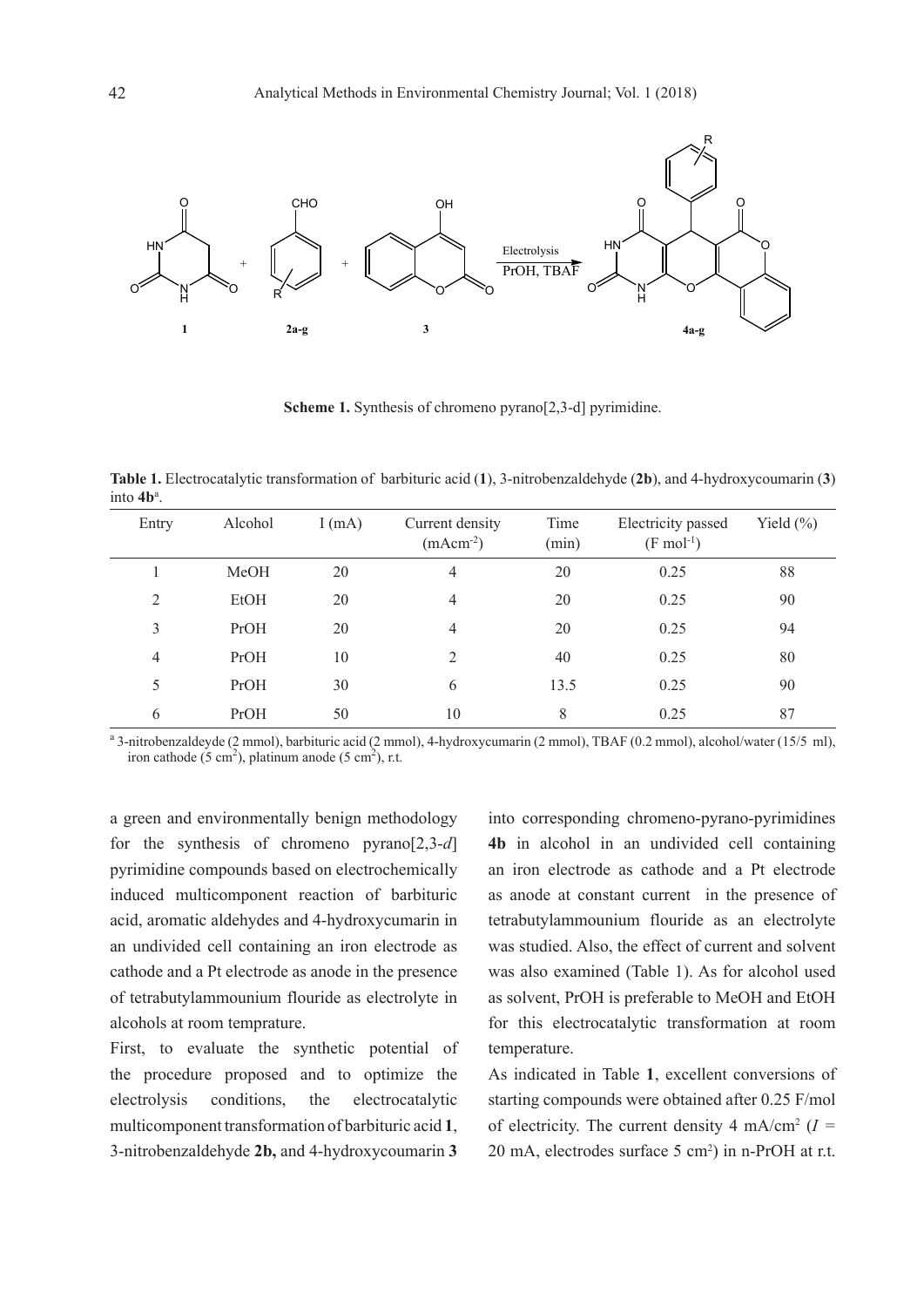1 + 2a-g + 3 → (Electrolysis, PrOH, TBAF) → 4a-g

**Scheme 1.** Synthesis of chromeno pyrano[2,3-d] pyrimidine.

**Table 1.** Electrocatalytic transformation of barbituric acid (**1**), 3-nitrobenzaldehyde (**2b**), and 4-hydroxycoumarin (**3**) into **4b**[a].

| Entry | Alcohol | I (mA) | Current density ($mAcm^{-2}$) | Time (min) | Electricity passed ($F\ mol^{-1}$) | Yield (%) |
|---|---|---|---|---|---|---|
| 1 | MeOH | 20 | 4 | 20 | 0.25 | 88 |
| 2 | EtOH | 20 | 4 | 20 | 0.25 | 90 |
| 3 | PrOH | 20 | 4 | 20 | 0.25 | 94 |
| 4 | PrOH | 10 | 2 | 40 | 0.25 | 80 |
| 5 | PrOH | 30 | 6 | 13.5 | 0.25 | 90 |
| 6 | PrOH | 50 | 10 | 8 | 0.25 | 87 |

[a] 3-nitrobenzaldeyde (2 mmol), barbituric acid (2 mmol), 4-hydroxycumarin (2 mmol), TBAF (0.2 mmol), alcohol/water (15/5 ml), iron cathode (5 $cm^2$), platinum anode (5 $cm^2$), r.t.

a green and environmentally benign methodology for the synthesis of chromeno pyrano[2,3-*d*] pyrimidine compounds based on electrochemically induced multicomponent reaction of barbituric acid, aromatic aldehydes and 4-hydroxycumarin in an undivided cell containing an iron electrode as cathode and a Pt electrode as anode in the presence of tetrabutylammounium flouride as electrolyte in alcohols at room temprature.

First, to evaluate the synthetic potential of the procedure proposed and to optimize the electrolysis conditions, the electrocatalytic multicomponent transformation of barbituric acid **1**, 3-nitrobenzaldehyde **2b,** and 4-hydroxycoumarin **3** into corresponding chromeno-pyrano-pyrimidines **4b** in alcohol in an undivided cell containing an iron electrode as cathode and a Pt electrode as anode at constant current in the presence of tetrabutylammounium flouride as an electrolyte was studied. Also, the effect of current and solvent was also examined (Table 1). As for alcohol used as solvent, PrOH is preferable to MeOH and EtOH for this electrocatalytic transformation at room temperature.

As indicated in Table **1**, excellent conversions of starting compounds were obtained after 0.25 F/mol of electricity. The current density 4 $mA/cm^2$ ($I$ = 20 mA, electrodes surface 5 $cm^2$) in n-PrOH at r.t.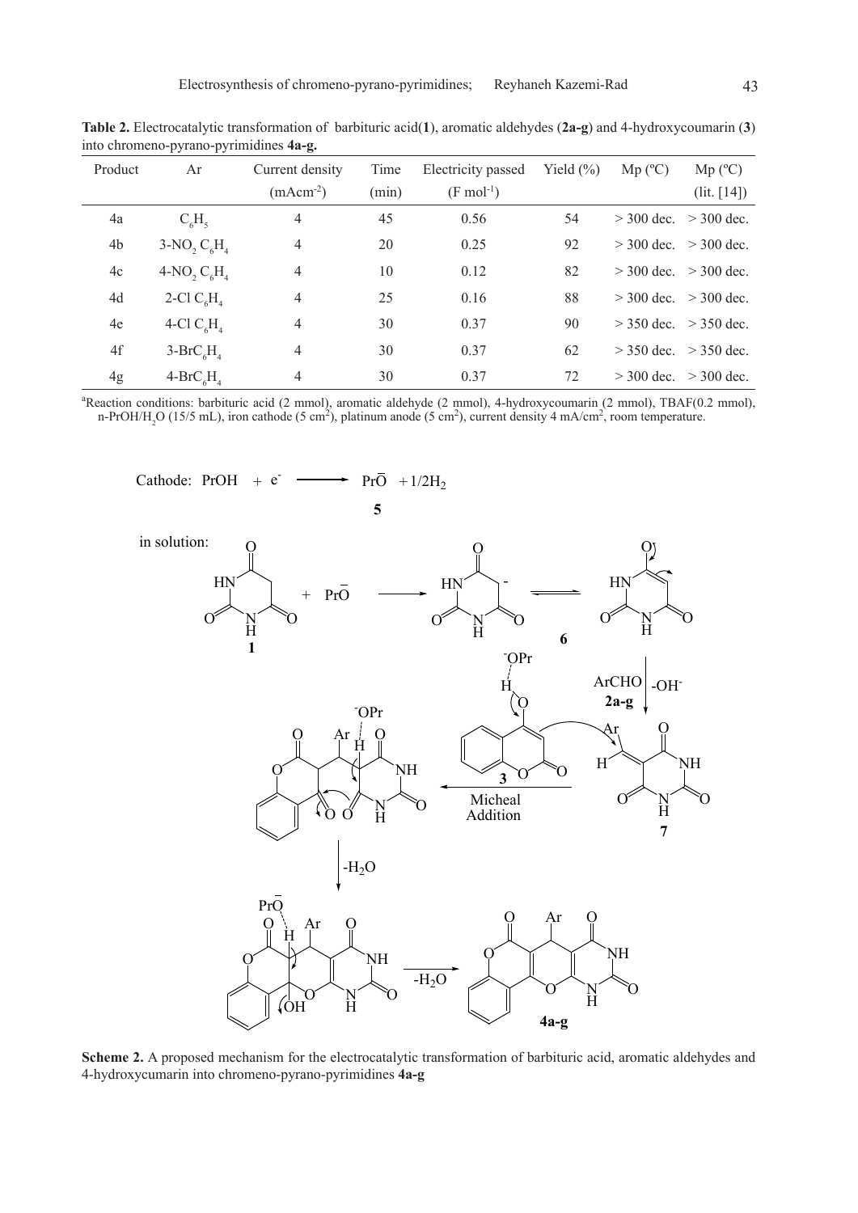**Table 2.** Electrocatalytic transformation of barbituric acid(**1**), aromatic aldehydes (**2a-g**) and 4-hydroxycoumarin (**3**) into chromeno-pyrano-pyrimidines **4a-g.**

| Product | Ar | Current density ($mAcm^{-2}$) | Time (min) | Electricity passed ($F\ mol^{-1}$) | Yield (%) | Mp (ºC) | Mp (ºC) (lit. [14]) |
|---|---|---|---|---|---|---|---|
| 4a | $C_6H_5$ | 4 | 45 | 0.56 | 54 | > 300 dec. | > 300 dec. |
| 4b | 3-$NO_2$ $C_6H_4$ | 4 | 20 | 0.25 | 92 | > 300 dec. | > 300 dec. |
| 4c | 4-$NO_2$ $C_6H_4$ | 4 | 10 | 0.12 | 82 | > 300 dec. | > 300 dec. |
| 4d | 2-Cl $C_6H_4$ | 4 | 25 | 0.16 | 88 | > 300 dec. | > 300 dec. |
| 4e | 4-Cl $C_6H_4$ | 4 | 30 | 0.37 | 90 | > 350 dec. | > 350 dec. |
| 4f | 3-Br$C_6H_4$ | 4 | 30 | 0.37 | 62 | > 350 dec. | > 350 dec. |
| 4g | 4-Br$C_6H_4$ | 4 | 30 | 0.37 | 72 | > 300 dec. | > 300 dec. |

[a]Reaction conditions: barbituric acid (2 mmol), aromatic aldehyde (2 mmol), 4-hydroxycoumarin (2 mmol), TBAF(0.2 mmol), n-PrOH/$H_2O$ (15/5 mL), iron cathode (5 $cm^2$), platinum anode (5 $cm^2$), current density 4 mA/$cm^2$, room temperature.

Cathode: $PrOH + e^- \longrightarrow Pr\bar{O} + 1/2H_2$

5

in solution:

1, 6, 3, 7, 4a-g

ArCHO 2a-g, $-OH^-$

Micheal Addition

$-H_2O$

$-H_2O$

**Scheme 2.** A proposed mechanism for the electrocatalytic transformation of barbituric acid, aromatic aldehydes and 4-hydroxycumarin into chromeno-pyrano-pyrimidines **4a-g**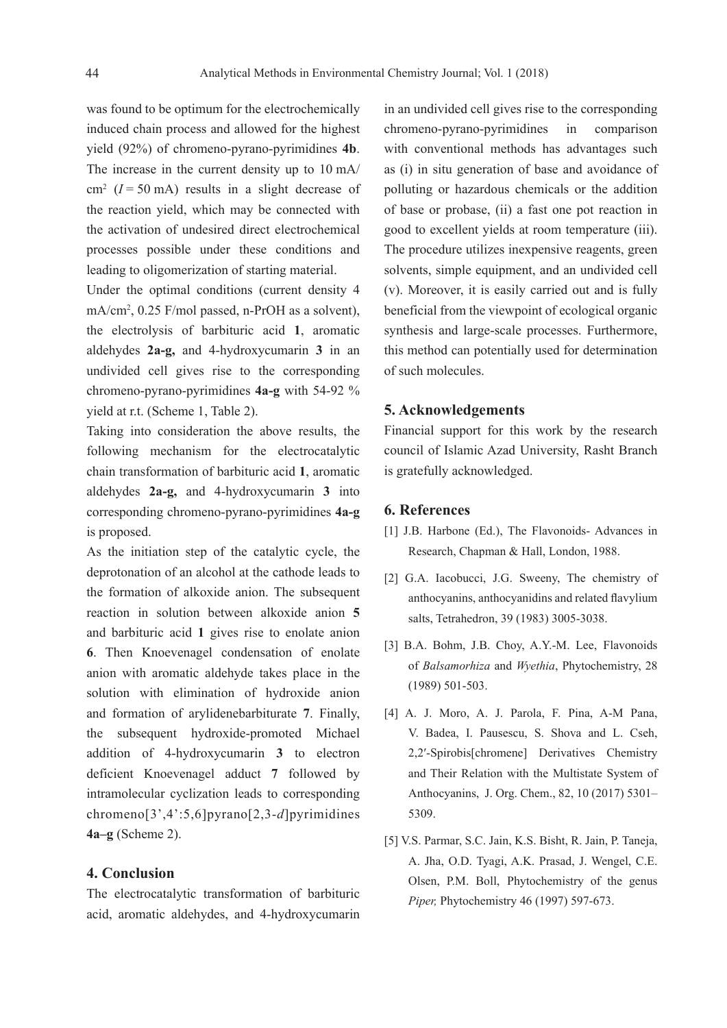was found to be optimum for the electrochemically induced chain process and allowed for the highest yield (92%) of chromeno-pyrano-pyrimidines **4b**. The increase in the current density up to 10 mA/cm$^2$ ($I$ = 50 mA) results in a slight decrease of the reaction yield, which may be connected with the activation of undesired direct electrochemical processes possible under these conditions and leading to oligomerization of starting material.

Under the optimal conditions (current density 4 mA/cm$^2$, 0.25 F/mol passed, n-PrOH as a solvent), the electrolysis of barbituric acid **1**, aromatic aldehydes **2a-g,** and 4-hydroxycumarin **3** in an undivided cell gives rise to the corresponding chromeno-pyrano-pyrimidines **4a-g** with 54-92 % yield at r.t. (Scheme 1, Table 2).

Taking into consideration the above results, the following mechanism for the electrocatalytic chain transformation of barbituric acid **1**, aromatic aldehydes **2a-g,** and 4-hydroxycumarin **3** into corresponding chromeno-pyrano-pyrimidines **4a-g** is proposed.

As the initiation step of the catalytic cycle, the deprotonation of an alcohol at the cathode leads to the formation of alkoxide anion. The subsequent reaction in solution between alkoxide anion **5** and barbituric acid **1** gives rise to enolate anion **6**. Then Knoevenagel condensation of enolate anion with aromatic aldehyde takes place in the solution with elimination of hydroxide anion and formation of arylidenebarbiturate **7**. Finally, the subsequent hydroxide-promoted Michael addition of 4-hydroxycumarin **3** to electron deficient Knoevenagel adduct **7** followed by intramolecular cyclization leads to corresponding chromeno[3',4':5,6]pyrano[2,3-*d*]pyrimidines **4a–g** (Scheme 2).

## 4. Conclusion

The electrocatalytic transformation of barbituric acid, aromatic aldehydes, and 4-hydroxycumarin in an undivided cell gives rise to the corresponding chromeno-pyrano-pyrimidines in comparison with conventional methods has advantages such as (i) in situ generation of base and avoidance of polluting or hazardous chemicals or the addition of base or probase, (ii) a fast one pot reaction in good to excellent yields at room temperature (iii). The procedure utilizes inexpensive reagents, green solvents, simple equipment, and an undivided cell (v). Moreover, it is easily carried out and is fully beneficial from the viewpoint of ecological organic synthesis and large-scale processes. Furthermore, this method can potentially used for determination of such molecules.

## 5. Acknowledgements

Financial support for this work by the research council of Islamic Azad University, Rasht Branch is gratefully acknowledged.

## 6. References

[1] J.B. Harbone (Ed.), The Flavonoids- Advances in Research, Chapman & Hall, London, 1988.

[2] G.A. Iacobucci, J.G. Sweeny, The chemistry of anthocyanins, anthocyanidins and related flavylium salts, Tetrahedron, 39 (1983) 3005-3038.

[3] B.A. Bohm, J.B. Choy, A.Y.-M. Lee, Flavonoids of *Balsamorhiza* and *Wyethia*, Phytochemistry, 28 (1989) 501-503.

[4] A. J. Moro, A. J. Parola, F. Pina, A-M Pana, V. Badea, I. Pausescu, S. Shova and L. Cseh, 2,2′-Spirobis[chromene] Derivatives Chemistry and Their Relation with the Multistate System of Anthocyanins, J. Org. Chem., 82, 10 (2017) 5301–5309.

[5] V.S. Parmar, S.C. Jain, K.S. Bisht, R. Jain, P. Taneja, A. Jha, O.D. Tyagi, A.K. Prasad, J. Wengel, C.E. Olsen, P.M. Boll, Phytochemistry of the genus *Piper,* Phytochemistry 46 (1997) 597-673.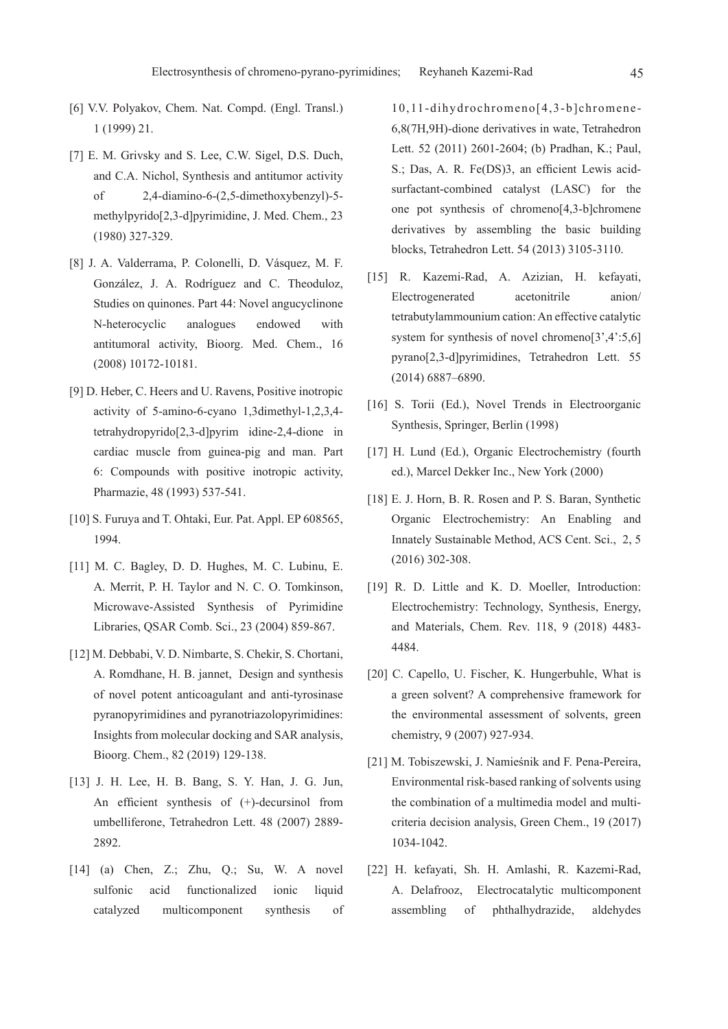[6] V.V. Polyakov, Chem. Nat. Compd. (Engl. Transl.) 1 (1999) 21.

[7] E. M. Grivsky and S. Lee, C.W. Sigel, D.S. Duch, and C.A. Nichol, Synthesis and antitumor activity of 2,4-diamino-6-(2,5-dimethoxybenzyl)-5-methylpyrido[2,3-d]pyrimidine, J. Med. Chem., 23 (1980) 327-329.

[8] J. A. Valderrama, P. Colonelli, D. Vásquez, M. F. González, J. A. Rodríguez and C. Theoduloz, Studies on quinones. Part 44: Novel angucyclinone N-heterocyclic analogues endowed with antitumoral activity, Bioorg. Med. Chem., 16 (2008) 10172-10181.

[9] D. Heber, C. Heers and U. Ravens, Positive inotropic activity of 5-amino-6-cyano 1,3dimethyl-1,2,3,4-tetrahydropyrido[2,3-d]pyrim idine-2,4-dione in cardiac muscle from guinea-pig and man. Part 6: Compounds with positive inotropic activity, Pharmazie, 48 (1993) 537-541.

[10] S. Furuya and T. Ohtaki, Eur. Pat. Appl. EP 608565, 1994.

[11] M. C. Bagley, D. D. Hughes, M. C. Lubinu, E. A. Merrit, P. H. Taylor and N. C. O. Tomkinson, Microwave-Assisted Synthesis of Pyrimidine Libraries, QSAR Comb. Sci., 23 (2004) 859-867.

[12] M. Debbabi, V. D. Nimbarte, S. Chekir, S. Chortani, A. Romdhane, H. B. jannet, Design and synthesis of novel potent anticoagulant and anti-tyrosinase pyranopyrimidines and pyranotriazolopyrimidines: Insights from molecular docking and SAR analysis, Bioorg. Chem., 82 (2019) 129-138.

[13] J. H. Lee, H. B. Bang, S. Y. Han, J. G. Jun, An efficient synthesis of (+)-decursinol from umbelliferone, Tetrahedron Lett. 48 (2007) 2889-2892.

[14] (a) Chen, Z.; Zhu, Q.; Su, W. A novel sulfonic acid functionalized ionic liquid catalyzed multicomponent synthesis of 10,11-dihydrochromeno[4,3-b]chromene-6,8(7H,9H)-dione derivatives in wate, Tetrahedron Lett. 52 (2011) 2601-2604; (b) Pradhan, K.; Paul, S.; Das, A. R. Fe(DS)3, an efficient Lewis acid-surfactant-combined catalyst (LASC) for the one pot synthesis of chromeno[4,3-b]chromene derivatives by assembling the basic building blocks, Tetrahedron Lett. 54 (2013) 3105-3110.

[15] R. Kazemi-Rad, A. Azizian, H. kefayati, Electrogenerated acetonitrile anion/ tetrabutylammounium cation: An effective catalytic system for synthesis of novel chromeno[3',4':5,6] pyrano[2,3-d]pyrimidines, Tetrahedron Lett. 55 (2014) 6887–6890.

[16] S. Torii (Ed.), Novel Trends in Electroorganic Synthesis, Springer, Berlin (1998)

[17] H. Lund (Ed.), Organic Electrochemistry (fourth ed.), Marcel Dekker Inc., New York (2000)

[18] E. J. Horn, B. R. Rosen and P. S. Baran, Synthetic Organic Electrochemistry: An Enabling and Innately Sustainable Method, ACS Cent. Sci., 2, 5 (2016) 302-308.

[19] R. D. Little and K. D. Moeller, Introduction: Electrochemistry: Technology, Synthesis, Energy, and Materials, Chem. Rev. 118, 9 (2018) 4483-4484.

[20] C. Capello, U. Fischer, K. Hungerbuhle, What is a green solvent? A comprehensive framework for the environmental assessment of solvents, green chemistry, 9 (2007) 927-934.

[21] M. Tobiszewski, J. Namieśnik and F. Pena-Pereira, Environmental risk-based ranking of solvents using the combination of a multimedia model and multi-criteria decision analysis, Green Chem., 19 (2017) 1034-1042.

[22] H. kefayati, Sh. H. Amlashi, R. Kazemi-Rad, A. Delafrooz, Electrocatalytic multicomponent assembling of phthalhydrazide, aldehydes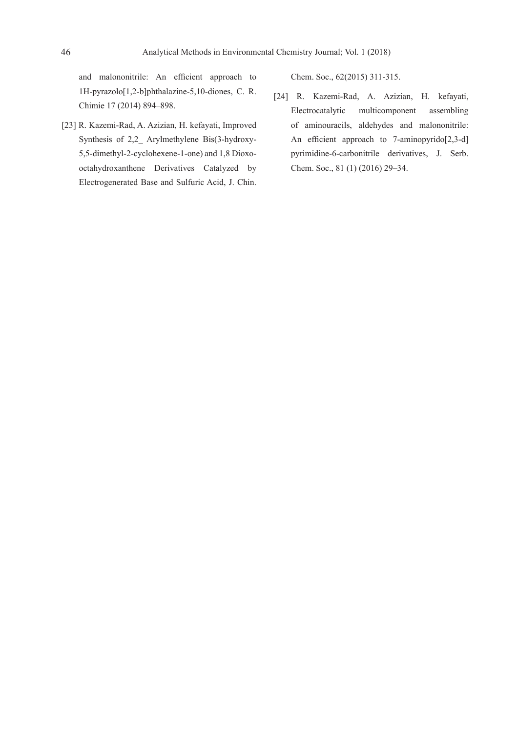and malononitrile: An efficient approach to 1H-pyrazolo[1,2-b]phthalazine-5,10-diones, C. R. Chimie 17 (2014) 894–898.

[23] R. Kazemi-Rad, A. Azizian, H. kefayati, Improved Synthesis of 2,2_ Arylmethylene Bis(3-hydroxy-5,5-dimethyl-2-cyclohexene-1-one) and 1,8 Dioxo-octahydroxanthene Derivatives Catalyzed by Electrogenerated Base and Sulfuric Acid, J. Chin. Chem. Soc., 62(2015) 311-315.

[24] R. Kazemi-Rad, A. Azizian, H. kefayati, Electrocatalytic multicomponent assembling of aminouracils, aldehydes and malononitrile: An efficient approach to 7-aminopyrido[2,3-d] pyrimidine-6-carbonitrile derivatives, J. Serb. Chem. Soc., 81 (1) (2016) 29–34.